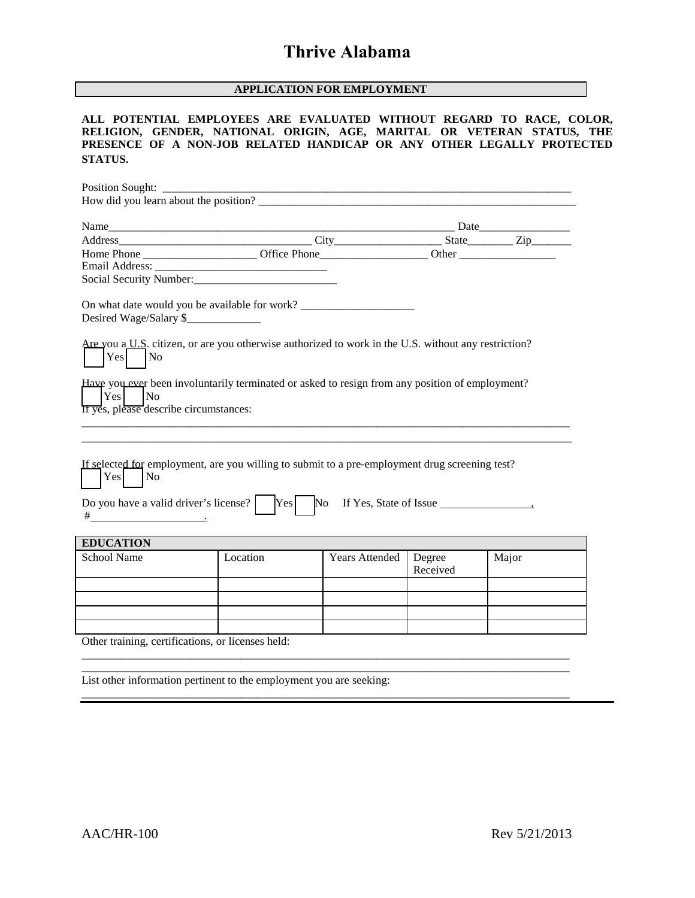# Thrive Alabama

## APPLICATION FOR EMPLOYMENT

**ALL POTENTIAL EMPLOYEES ARE EVALUATED WITHOUT REGARD TO RACE, COLOR, RELIGION, GENDER, NATIONAL ORIGIN, AGE, MARITAL OR VETERAN STATUS, THE PRESENCE OF A NON-JOB RELATED HANDICAP OR ANY OTHER LEGALLY PROTECTED STATUS.**

Position Sought: ___________________________________________________________________________

How did you learn about the position? ___________________________________________________________

Name_________________________________________________________________ Date________________

Address__________________________________ City___________________ State________ Zip_______

Home Phone ____________________ Office Phone___________________ Other _________________

Email Address: _______________________________

Social Security Number:__________________________

On what date would you be available for work? ____________________

Desired Wage/Salary $_____________

Are you a U.S. citizen, or are you otherwise authorized to work in the U.S. without any restriction?

☐ Yes ☐ No

Have you ever been involuntarily terminated or asked to resign from any position of employment?

☐ Yes ☐ No

If yes, please describe circumstances:

_____________________________________________________________________________________

_____________________________________________________________________________________

If selected for employment, are you willing to submit to a pre-employment drug screening test?

☐ Yes ☐ No

Do you have a valid driver's license? ☐ Yes ☐ No If Yes, State of Issue ________________,

#____________________.

## EDUCATION

| School Name | Location | Years Attended | Degree Received | Major |
|---|---|---|---|---|
| | | | | |
| | | | | |
| | | | | |
| | | | | |

Other training, certifications, or licenses held:

_____________________________________________________________________________________

_____________________________________________________________________________________

List other information pertinent to the employment you are seeking:

_____________________________________________________________________________________

AAC/HR-100

Rev 5/21/2013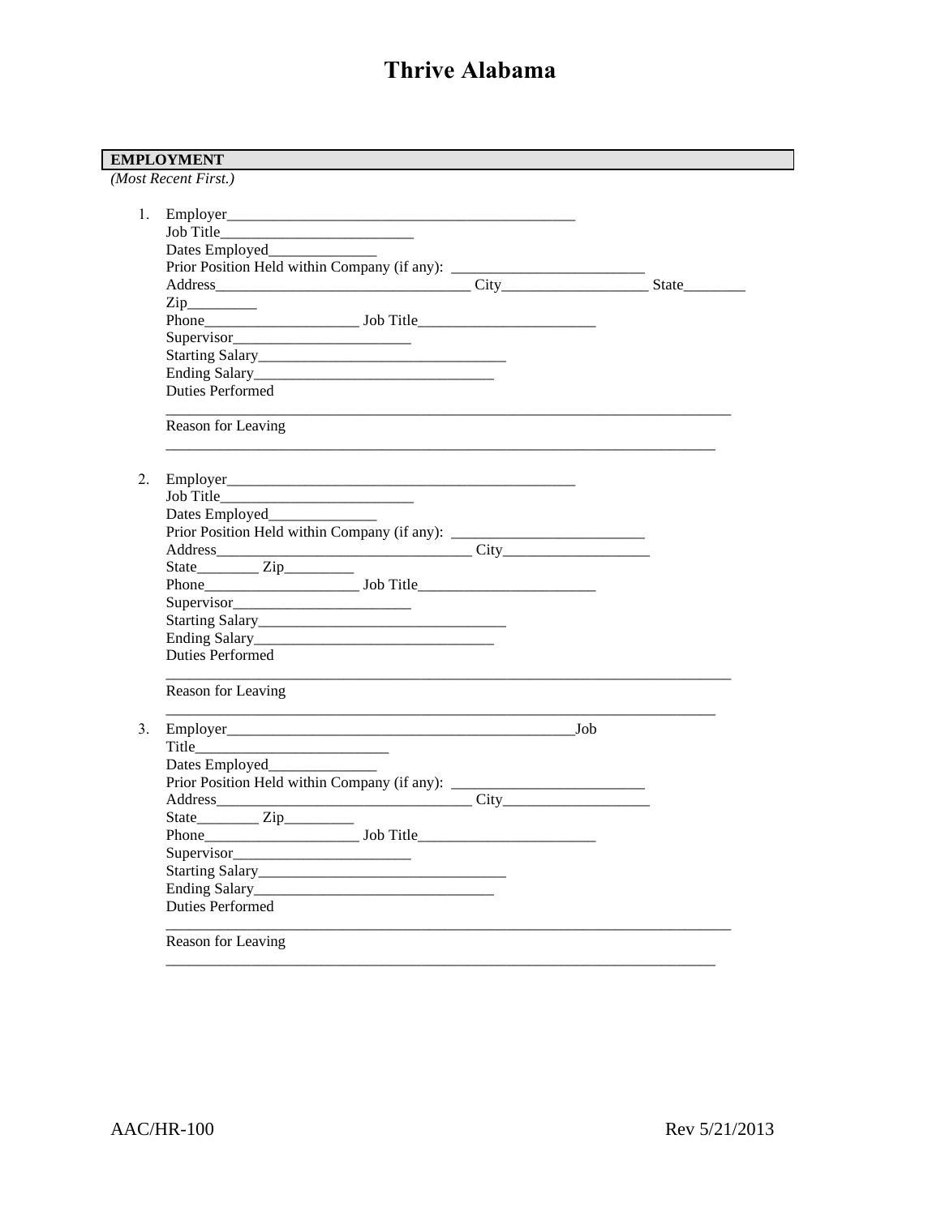# Thrive Alabama

**EMPLOYMENT**

*(Most Recent First.)*

1. Employer_______________________________________________
   Job Title__________________________
   Dates Employed_______________
   Prior Position Held within Company (if any): __________________________
   Address__________________________________ City____________________ State________
   Zip_________
   Phone_____________________ Job Title________________________
   Supervisor________________________
   Starting Salary_________________________________
   Ending Salary________________________________
   Duties Performed
   _____________________________________________________________________________
   Reason for Leaving
   ___________________________________________________________________________

2. Employer_______________________________________________
   Job Title__________________________
   Dates Employed_______________
   Prior Position Held within Company (if any): __________________________
   Address__________________________________ City____________________
   State________ Zip_________
   Phone_____________________ Job Title________________________
   Supervisor________________________
   Starting Salary_________________________________
   Ending Salary________________________________
   Duties Performed
   _____________________________________________________________________________
   Reason for Leaving
   ___________________________________________________________________________

3. Employer_______________________________________________Job
   Title__________________________
   Dates Employed_______________
   Prior Position Held within Company (if any): __________________________
   Address__________________________________ City____________________
   State________ Zip_________
   Phone_____________________ Job Title________________________
   Supervisor________________________
   Starting Salary_________________________________
   Ending Salary________________________________
   Duties Performed
   _____________________________________________________________________________
   Reason for Leaving
   ___________________________________________________________________________

AAC/HR-100 Rev 5/21/2013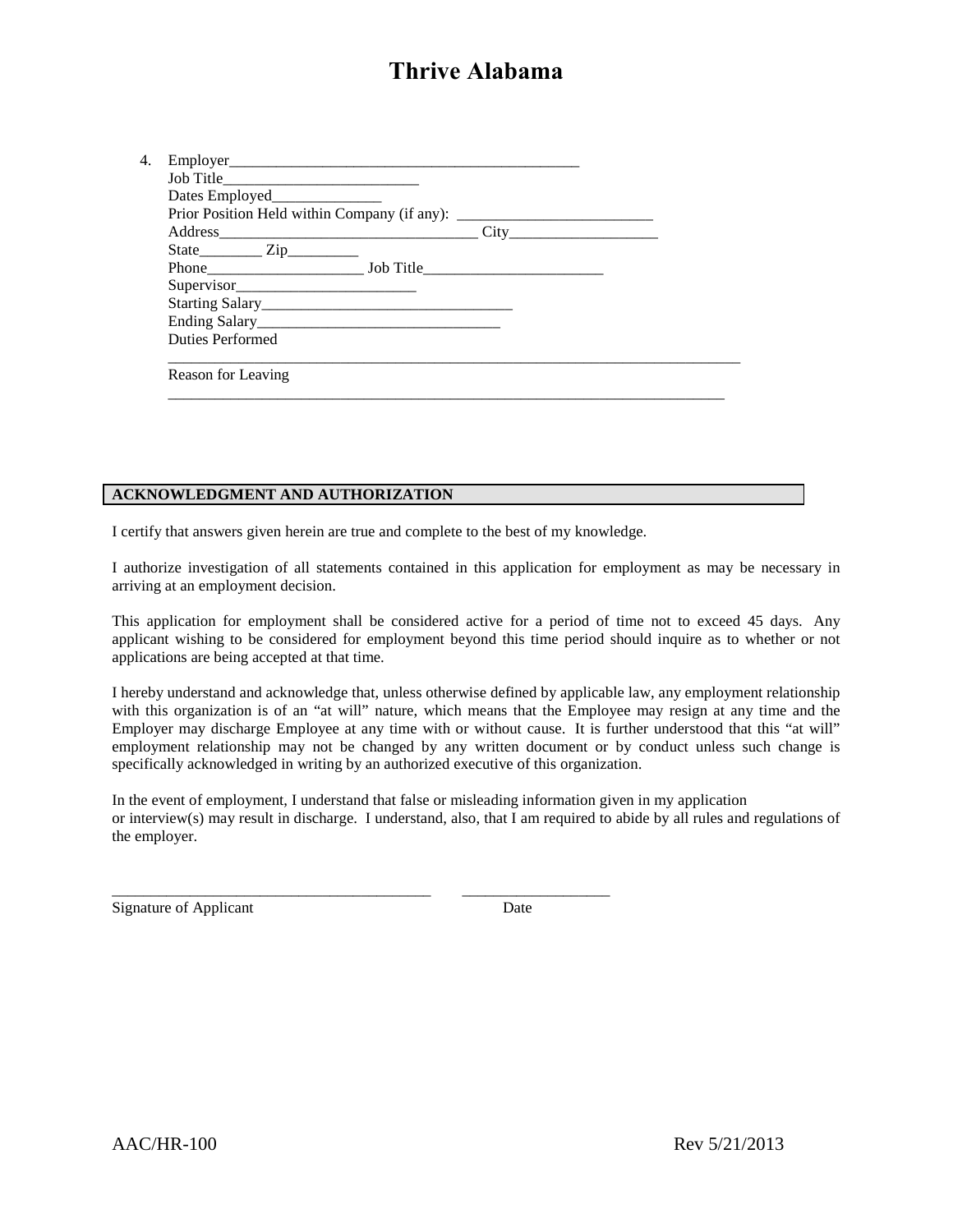# Thrive Alabama

4. Employer_____________________________________________
   Job Title_________________________
   Dates Employed______________
   Prior Position Held within Company (if any): __________________________
   Address_________________________________ City___________________
   State________ Zip_________
   Phone____________________ Job Title________________________
   Supervisor_______________________
   Starting Salary________________________________
   Ending Salary_______________________________
   Duties Performed
   ___________________________________________________________________________
   Reason for Leaving
   _________________________________________________________________________

**ACKNOWLEDGMENT AND AUTHORIZATION**

I certify that answers given herein are true and complete to the best of my knowledge.

I authorize investigation of all statements contained in this application for employment as may be necessary in arriving at an employment decision.

This application for employment shall be considered active for a period of time not to exceed 45 days. Any applicant wishing to be considered for employment beyond this time period should inquire as to whether or not applications are being accepted at that time.

I hereby understand and acknowledge that, unless otherwise defined by applicable law, any employment relationship with this organization is of an "at will" nature, which means that the Employee may resign at any time and the Employer may discharge Employee at any time with or without cause. It is further understood that this "at will" employment relationship may not be changed by any written document or by conduct unless such change is specifically acknowledged in writing by an authorized executive of this organization.

In the event of employment, I understand that false or misleading information given in my application or interview(s) may result in discharge. I understand, also, that I am required to abide by all rules and regulations of the employer.

_________________________________________ ___________________
Signature of Applicant Date

AAC/HR-100 Rev 5/21/2013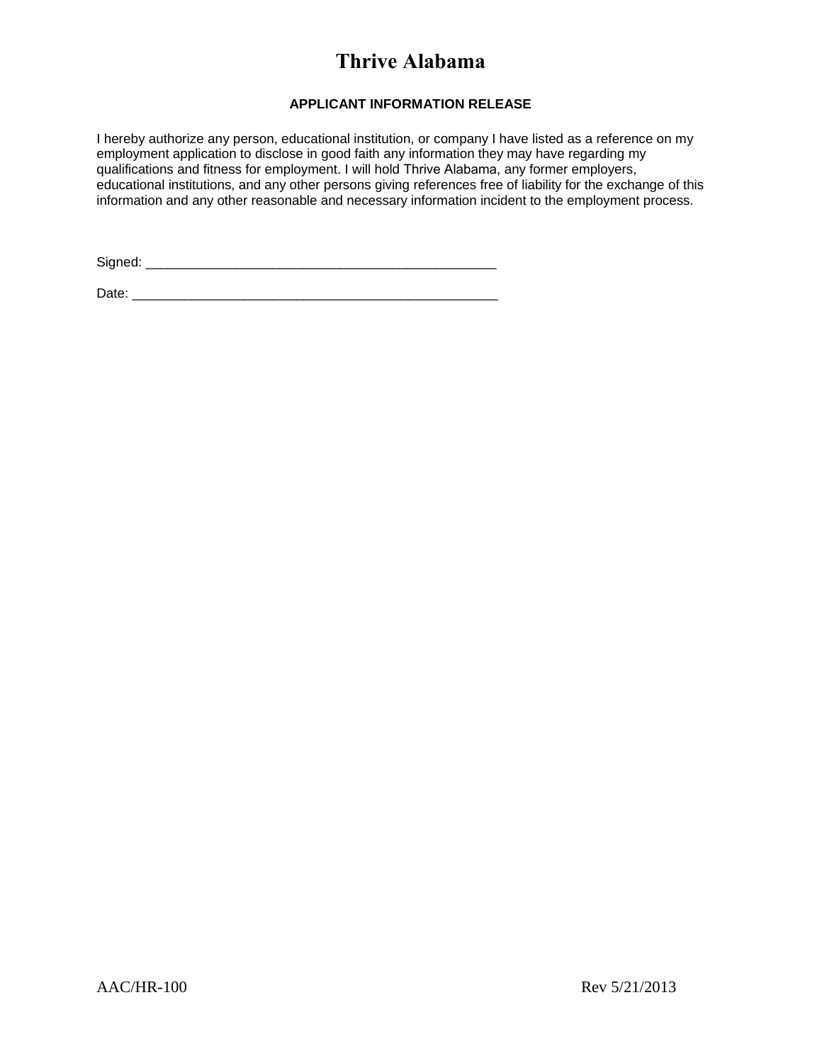# Thrive Alabama

## APPLICANT INFORMATION RELEASE

I hereby authorize any person, educational institution, or company I have listed as a reference on my employment application to disclose in good faith any information they may have regarding my qualifications and fitness for employment. I will hold Thrive Alabama, any former employers, educational institutions, and any other persons giving references free of liability for the exchange of this information and any other reasonable and necessary information incident to the employment process.

Signed: _______________________________________________

Date: _________________________________________________

AAC/HR-100 Rev 5/21/2013